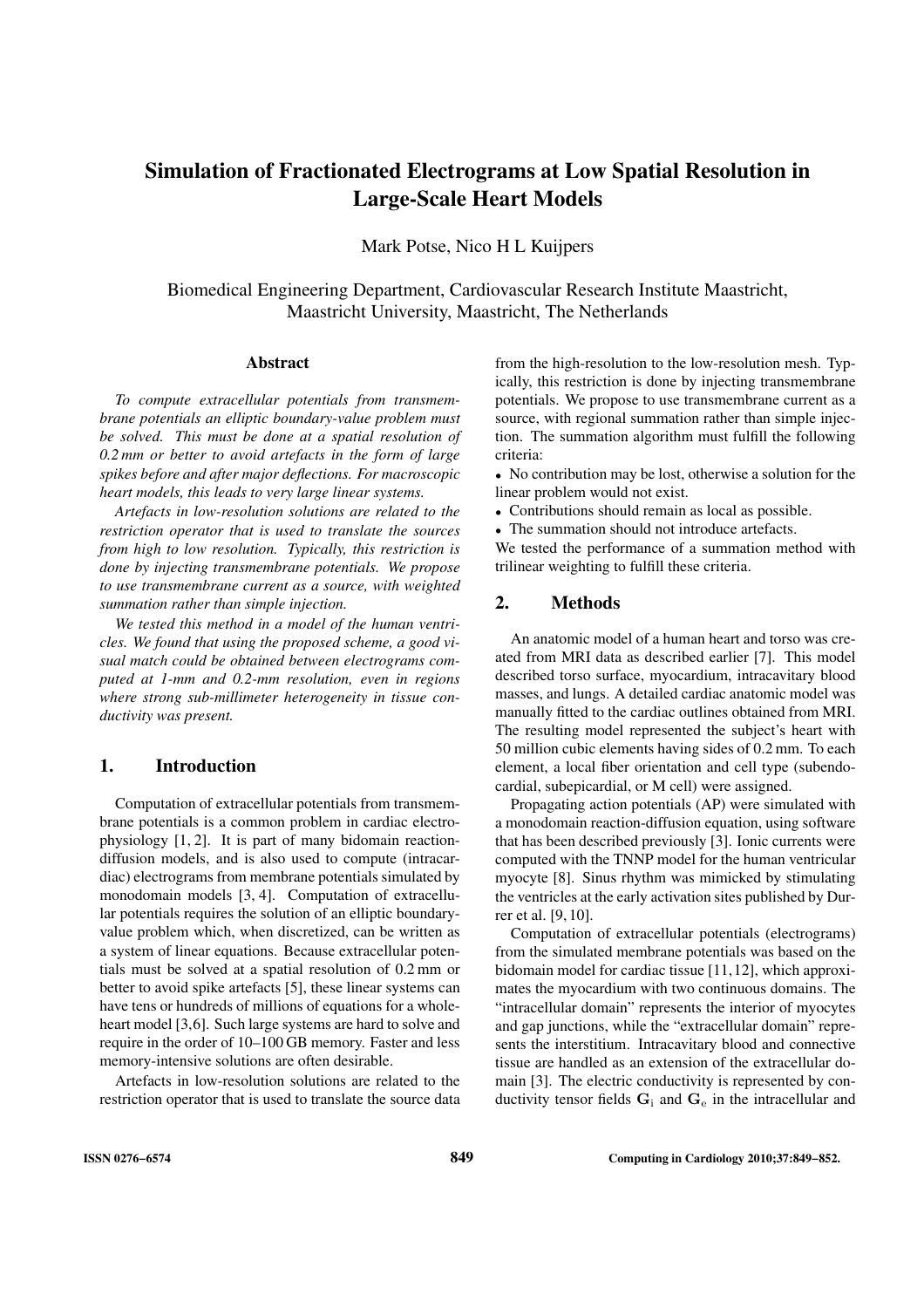# Simulation of Fractionated Electrograms at Low Spatial Resolution in Large-Scale Heart Models

Mark Potse, Nico H L Kuijpers

Biomedical Engineering Department, Cardiovascular Research Institute Maastricht, Maastricht University, Maastricht, The Netherlands

## Abstract

*To compute extracellular potentials from transmembrane potentials an elliptic boundary-value problem must be solved. This must be done at a spatial resolution of 0.2 mm or better to avoid artefacts in the form of large spikes before and after major deflections. For macroscopic heart models, this leads to very large linear systems.*

*Artefacts in low-resolution solutions are related to the restriction operator that is used to translate the sources from high to low resolution. Typically, this restriction is done by injecting transmembrane potentials. We propose to use transmembrane current as a source, with weighted summation rather than simple injection.*

*We tested this method in a model of the human ventricles. We found that using the proposed scheme, a good visual match could be obtained between electrograms computed at 1-mm and 0.2-mm resolution, even in regions where strong sub-millimeter heterogeneity in tissue conductivity was present.*

## 1. Introduction

Computation of extracellular potentials from transmembrane potentials is a common problem in cardiac electrophysiology [1, 2]. It is part of many bidomain reaction-diffusion models, and is also used to compute (intracardiac) electrograms from membrane potentials simulated by monodomain models [3, 4]. Computation of extracellular potentials requires the solution of an elliptic boundary-value problem which, when discretized, can be written as a system of linear equations. Because extracellular potentials must be solved at a spatial resolution of 0.2 mm or better to avoid spike artefacts [5], these linear systems can have tens or hundreds of millions of equations for a whole-heart model [3,6]. Such large systems are hard to solve and require in the order of 10–100 GB memory. Faster and less memory-intensive solutions are often desirable.

Artefacts in low-resolution solutions are related to the restriction operator that is used to translate the source data from the high-resolution to the low-resolution mesh. Typically, this restriction is done by injecting transmembrane potentials. We propose to use transmembrane current as a source, with regional summation rather than simple injection. The summation algorithm must fulfill the following criteria:

- No contribution may be lost, otherwise a solution for the linear problem would not exist.
- Contributions should remain as local as possible.
- The summation should not introduce artefacts.

We tested the performance of a summation method with trilinear weighting to fulfill these criteria.

## 2. Methods

An anatomic model of a human heart and torso was created from MRI data as described earlier [7]. This model described torso surface, myocardium, intracavitary blood masses, and lungs. A detailed cardiac anatomic model was manually fitted to the cardiac outlines obtained from MRI. The resulting model represented the subject's heart with 50 million cubic elements having sides of 0.2 mm. To each element, a local fiber orientation and cell type (subendocardial, subepicardial, or M cell) were assigned.

Propagating action potentials (AP) were simulated with a monodomain reaction-diffusion equation, using software that has been described previously [3]. Ionic currents were computed with the TNNP model for the human ventricular myocyte [8]. Sinus rhythm was mimicked by stimulating the ventricles at the early activation sites published by Durrer et al. [9, 10].

Computation of extracellular potentials (electrograms) from the simulated membrane potentials was based on the bidomain model for cardiac tissue [11, 12], which approximates the myocardium with two continuous domains. The "intracellular domain" represents the interior of myocytes and gap junctions, while the "extracellular domain" represents the interstitium. Intracavitary blood and connective tissue are handled as an extension of the extracellular domain [3]. The electric conductivity is represented by conductivity tensor fields $\mathbf{G}_\mathrm{i}$ and $\mathbf{G}_\mathrm{e}$ in the intracellular and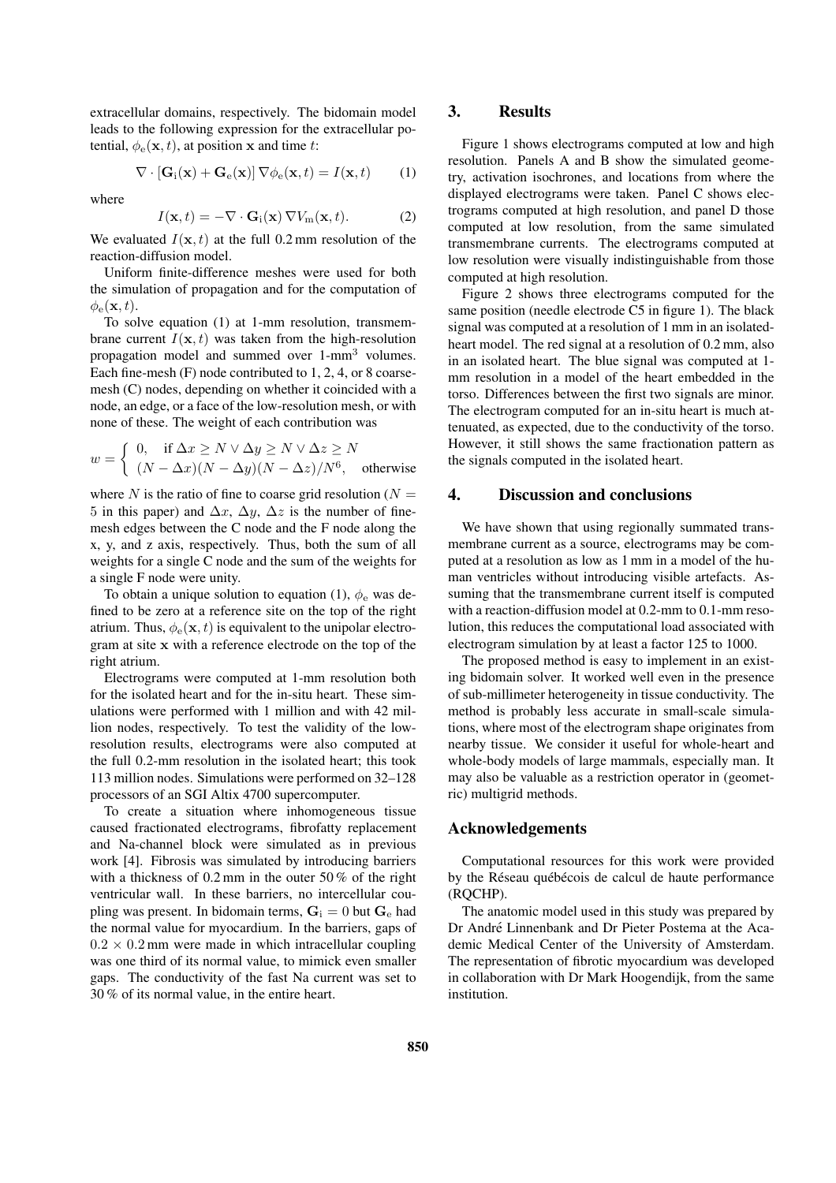extracellular domains, respectively. The bidomain model leads to the following expression for the extracellular potential, $\phi_\mathrm{e}(\mathbf{x}, t)$, at position $\mathbf{x}$ and time $t$:

$$\nabla \cdot [\mathbf{G}_\mathrm{i}(\mathbf{x}) + \mathbf{G}_\mathrm{e}(\mathbf{x})] \nabla \phi_\mathrm{e}(\mathbf{x}, t) = I(\mathbf{x}, t) \qquad (1)$$

where

$$I(\mathbf{x}, t) = -\nabla \cdot \mathbf{G}_\mathrm{i}(\mathbf{x}) \nabla V_\mathrm{m}(\mathbf{x}, t). \qquad (2)$$

We evaluated $I(\mathbf{x}, t)$ at the full 0.2 mm resolution of the reaction-diffusion model.

Uniform finite-difference meshes were used for both the simulation of propagation and for the computation of $\phi_\mathrm{e}(\mathbf{x}, t)$.

To solve equation (1) at 1-mm resolution, transmembrane current $I(\mathbf{x}, t)$ was taken from the high-resolution propagation model and summed over 1-mm$^3$ volumes. Each fine-mesh (F) node contributed to 1, 2, 4, or 8 coarse-mesh (C) nodes, depending on whether it coincided with a node, an edge, or a face of the low-resolution mesh, or with none of these. The weight of each contribution was

$$w = \begin{cases} 0, & \text{if } \Delta x \geq N \vee \Delta y \geq N \vee \Delta z \geq N \\ (N - \Delta x)(N - \Delta y)(N - \Delta z)/N^6, & \text{otherwise} \end{cases}$$

where $N$ is the ratio of fine to coarse grid resolution ($N = 5$ in this paper) and $\Delta x$, $\Delta y$, $\Delta z$ is the number of fine-mesh edges between the C node and the F node along the x, y, and z axis, respectively. Thus, both the sum of all weights for a single C node and the sum of the weights for a single F node were unity.

To obtain a unique solution to equation (1), $\phi_\mathrm{e}$ was defined to be zero at a reference site on the top of the right atrium. Thus, $\phi_\mathrm{e}(\mathbf{x}, t)$ is equivalent to the unipolar electrogram at site $\mathbf{x}$ with a reference electrode on the top of the right atrium.

Electrograms were computed at 1-mm resolution both for the isolated heart and for the in-situ heart. These simulations were performed with 1 million and with 42 million nodes, respectively. To test the validity of the low-resolution results, electrograms were also computed at the full 0.2-mm resolution in the isolated heart; this took 113 million nodes. Simulations were performed on 32–128 processors of an SGI Altix 4700 supercomputer.

To create a situation where inhomogeneous tissue caused fractionated electrograms, fibrofatty replacement and Na-channel block were simulated as in previous work [4]. Fibrosis was simulated by introducing barriers with a thickness of 0.2 mm in the outer 50 % of the right ventricular wall. In these barriers, no intercellular coupling was present. In bidomain terms, $\mathbf{G}_\mathrm{i} = 0$ but $\mathbf{G}_\mathrm{e}$ had the normal value for myocardium. In the barriers, gaps of $0.2 \times 0.2$ mm were made in which intracellular coupling was one third of its normal value, to mimick even smaller gaps. The conductivity of the fast Na current was set to 30 % of its normal value, in the entire heart.

## 3. Results

Figure 1 shows electrograms computed at low and high resolution. Panels A and B show the simulated geometry, activation isochrones, and locations from where the displayed electrograms were taken. Panel C shows electrograms computed at high resolution, and panel D those computed at low resolution, from the same simulated transmembrane currents. The electrograms computed at low resolution were visually indistinguishable from those computed at high resolution.

Figure 2 shows three electrograms computed for the same position (needle electrode C5 in figure 1). The black signal was computed at a resolution of 1 mm in an isolated-heart model. The red signal at a resolution of 0.2 mm, also in an isolated heart. The blue signal was computed at 1-mm resolution in a model of the heart embedded in the torso. Differences between the first two signals are minor. The electrogram computed for an in-situ heart is much attenuated, as expected, due to the conductivity of the torso. However, it still shows the same fractionation pattern as the signals computed in the isolated heart.

## 4. Discussion and conclusions

We have shown that using regionally summated transmembrane current as a source, electrograms may be computed at a resolution as low as 1 mm in a model of the human ventricles without introducing visible artefacts. Assuming that the transmembrane current itself is computed with a reaction-diffusion model at 0.2-mm to 0.1-mm resolution, this reduces the computational load associated with electrogram simulation by at least a factor 125 to 1000.

The proposed method is easy to implement in an existing bidomain solver. It worked well even in the presence of sub-millimeter heterogeneity in tissue conductivity. The method is probably less accurate in small-scale simulations, where most of the electrogram shape originates from nearby tissue. We consider it useful for whole-heart and whole-body models of large mammals, especially man. It may also be valuable as a restriction operator in (geometric) multigrid methods.

## Acknowledgements

Computational resources for this work were provided by the Réseau québécois de calcul de haute performance (RQCHP).

The anatomic model used in this study was prepared by Dr André Linnenbank and Dr Pieter Postema at the Academic Medical Center of the University of Amsterdam. The representation of fibrotic myocardium was developed in collaboration with Dr Mark Hoogendijk, from the same institution.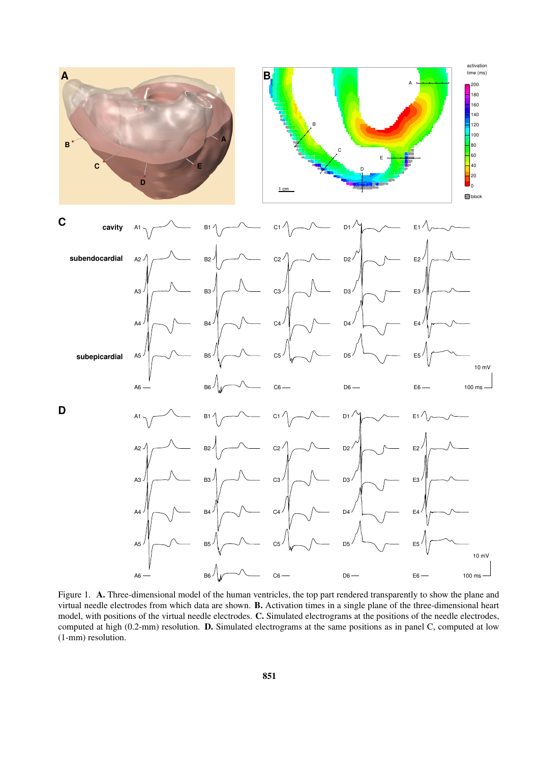Figure 1. **A.** Three-dimensional model of the human ventricles, the top part rendered transparently to show the plane and virtual needle electrodes from which data are shown. **B.** Activation times in a single plane of the three-dimensional heart model, with positions of the virtual needle electrodes. **C.** Simulated electrograms at the positions of the needle electrodes, computed at high (0.2-mm) resolution. **D.** Simulated electrograms at the same positions as in panel C, computed at low (1-mm) resolution.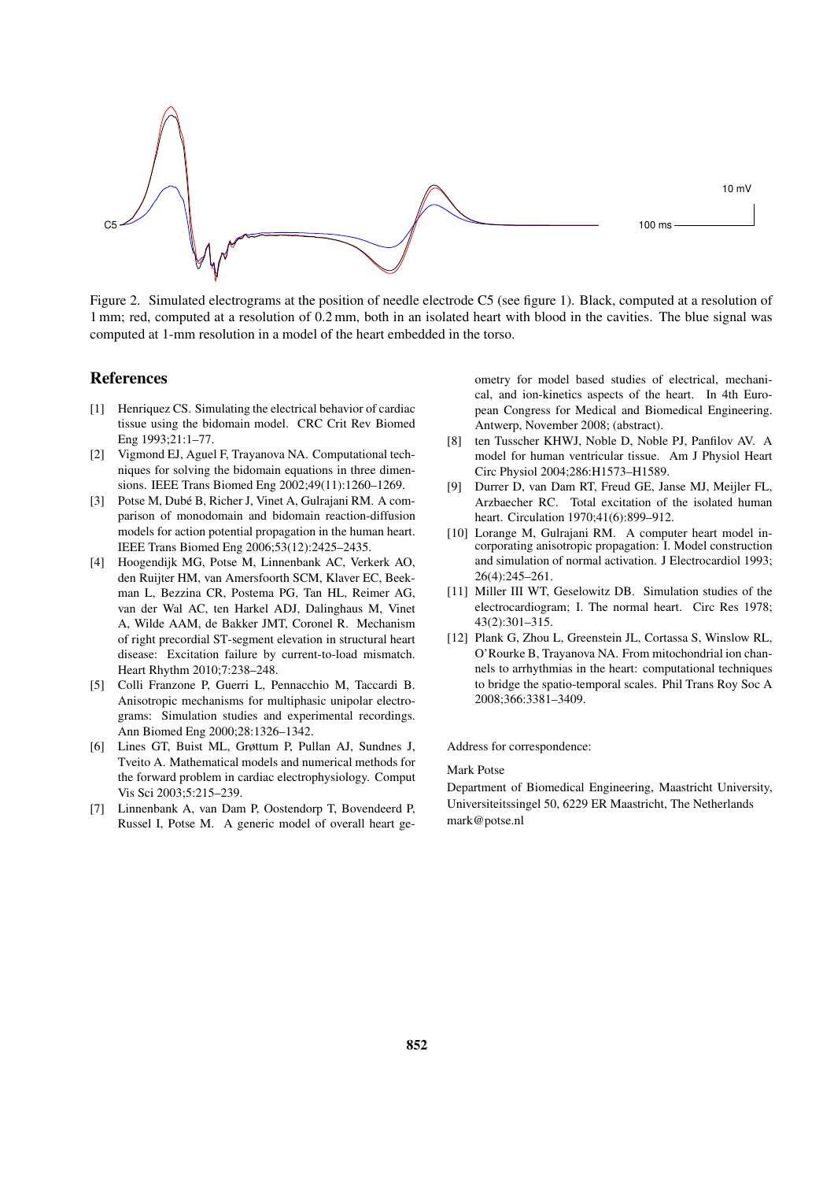C5

10 mV

100 ms

Figure 2. Simulated electrograms at the position of needle electrode C5 (see figure 1). Black, computed at a resolution of 1 mm; red, computed at a resolution of 0.2 mm, both in an isolated heart with blood in the cavities. The blue signal was computed at 1-mm resolution in a model of the heart embedded in the torso.

## References

[1] Henriquez CS. Simulating the electrical behavior of cardiac tissue using the bidomain model. CRC Crit Rev Biomed Eng 1993;21:1–77.

[2] Vigmond EJ, Aguel F, Trayanova NA. Computational techniques for solving the bidomain equations in three dimensions. IEEE Trans Biomed Eng 2002;49(11):1260–1269.

[3] Potse M, Dubé B, Richer J, Vinet A, Gulrajani RM. A comparison of monodomain and bidomain reaction-diffusion models for action potential propagation in the human heart. IEEE Trans Biomed Eng 2006;53(12):2425–2435.

[4] Hoogendijk MG, Potse M, Linnenbank AC, Verkerk AO, den Ruijter HM, van Amersfoorth SCM, Klaver EC, Beekman L, Bezzina CR, Postema PG, Tan HL, Reimer AG, van der Wal AC, ten Harkel ADJ, Dalinghaus M, Vinet A, Wilde AAM, de Bakker JMT, Coronel R. Mechanism of right precordial ST-segment elevation in structural heart disease: Excitation failure by current-to-load mismatch. Heart Rhythm 2010;7:238–248.

[5] Colli Franzone P, Guerri L, Pennacchio M, Taccardi B. Anisotropic mechanisms for multiphasic unipolar electrograms: Simulation studies and experimental recordings. Ann Biomed Eng 2000;28:1326–1342.

[6] Lines GT, Buist ML, Grøttum P, Pullan AJ, Sundnes J, Tveito A. Mathematical models and numerical methods for the forward problem in cardiac electrophysiology. Comput Vis Sci 2003;5:215–239.

[7] Linnenbank A, van Dam P, Oostendorp T, Bovendeerd P, Russel I, Potse M. A generic model of overall heart geometry for model based studies of electrical, mechanical, and ion-kinetics aspects of the heart. In 4th European Congress for Medical and Biomedical Engineering. Antwerp, November 2008; (abstract).

[8] ten Tusscher KHWJ, Noble D, Noble PJ, Panfilov AV. A model for human ventricular tissue. Am J Physiol Heart Circ Physiol 2004;286:H1573–H1589.

[9] Durrer D, van Dam RT, Freud GE, Janse MJ, Meijler FL, Arzbaecher RC. Total excitation of the isolated human heart. Circulation 1970;41(6):899–912.

[10] Lorange M, Gulrajani RM. A computer heart model incorporating anisotropic propagation: I. Model construction and simulation of normal activation. J Electrocardiol 1993; 26(4):245–261.

[11] Miller III WT, Geselowitz DB. Simulation studies of the electrocardiogram; I. The normal heart. Circ Res 1978; 43(2):301–315.

[12] Plank G, Zhou L, Greenstein JL, Cortassa S, Winslow RL, O'Rourke B, Trayanova NA. From mitochondrial ion channels to arrhythmias in the heart: computational techniques to bridge the spatio-temporal scales. Phil Trans Roy Soc A 2008;366:3381–3409.

Address for correspondence:

Mark Potse

Department of Biomedical Engineering, Maastricht University, Universiteitssingel 50, 6229 ER Maastricht, The Netherlands
mark@potse.nl